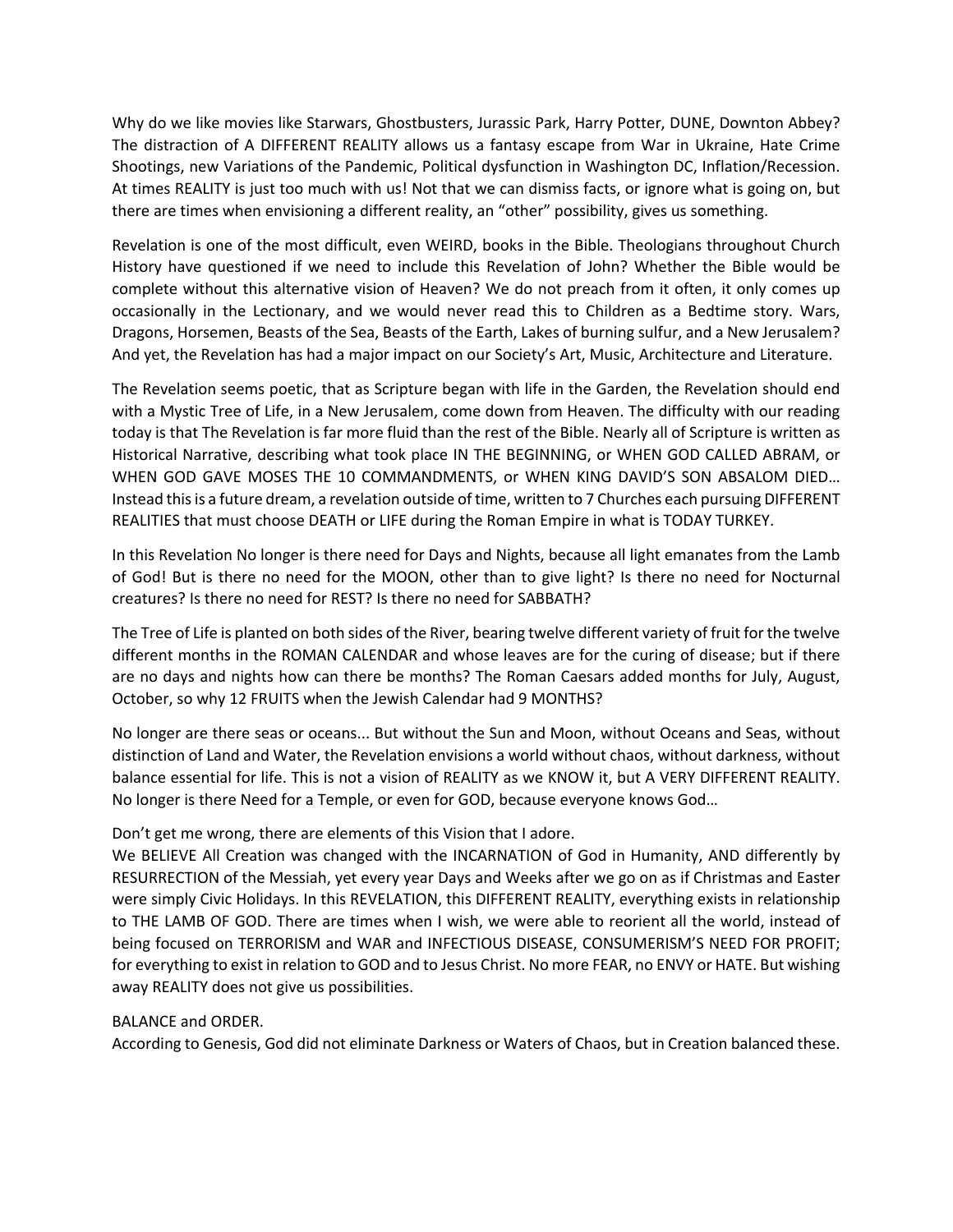Why do we like movies like Starwars, Ghostbusters, Jurassic Park, Harry Potter, DUNE, Downton Abbey? The distraction of A DIFFERENT REALITY allows us a fantasy escape from War in Ukraine, Hate Crime Shootings, new Variations of the Pandemic, Political dysfunction in Washington DC, Inflation/Recession. At times REALITY is just too much with us! Not that we can dismiss facts, or ignore what is going on, but there are times when envisioning a different reality, an "other" possibility, gives us something.

Revelation is one of the most difficult, even WEIRD, books in the Bible. Theologians throughout Church History have questioned if we need to include this Revelation of John? Whether the Bible would be complete without this alternative vision of Heaven? We do not preach from it often, it only comes up occasionally in the Lectionary, and we would never read this to Children as a Bedtime story. Wars, Dragons, Horsemen, Beasts of the Sea, Beasts of the Earth, Lakes of burning sulfur, and a New Jerusalem? And yet, the Revelation has had a major impact on our Society's Art, Music, Architecture and Literature.

The Revelation seems poetic, that as Scripture began with life in the Garden, the Revelation should end with a Mystic Tree of Life, in a New Jerusalem, come down from Heaven. The difficulty with our reading today is that The Revelation is far more fluid than the rest of the Bible. Nearly all of Scripture is written as Historical Narrative, describing what took place IN THE BEGINNING, or WHEN GOD CALLED ABRAM, or WHEN GOD GAVE MOSES THE 10 COMMANDMENTS, or WHEN KING DAVID'S SON ABSALOM DIED… Instead this is a future dream, a revelation outside of time, written to 7 Churches each pursuing DIFFERENT REALITIES that must choose DEATH or LIFE during the Roman Empire in what is TODAY TURKEY.

In this Revelation No longer is there need for Days and Nights, because all light emanates from the Lamb of God! But is there no need for the MOON, other than to give light? Is there no need for Nocturnal creatures? Is there no need for REST? Is there no need for SABBATH?

The Tree of Life is planted on both sides of the River, bearing twelve different variety of fruit for the twelve different months in the ROMAN CALENDAR and whose leaves are for the curing of disease; but if there are no days and nights how can there be months? The Roman Caesars added months for July, August, October, so why 12 FRUITS when the Jewish Calendar had 9 MONTHS?

No longer are there seas or oceans... But without the Sun and Moon, without Oceans and Seas, without distinction of Land and Water, the Revelation envisions a world without chaos, without darkness, without balance essential for life. This is not a vision of REALITY as we KNOW it, but A VERY DIFFERENT REALITY. No longer is there Need for a Temple, or even for GOD, because everyone knows God…

Don't get me wrong, there are elements of this Vision that I adore.
We BELIEVE All Creation was changed with the INCARNATION of God in Humanity, AND differently by RESURRECTION of the Messiah, yet every year Days and Weeks after we go on as if Christmas and Easter were simply Civic Holidays. In this REVELATION, this DIFFERENT REALITY, everything exists in relationship to THE LAMB OF GOD. There are times when I wish, we were able to reorient all the world, instead of being focused on TERRORISM and WAR and INFECTIOUS DISEASE, CONSUMERISM'S NEED FOR PROFIT; for everything to exist in relation to GOD and to Jesus Christ. No more FEAR, no ENVY or HATE. But wishing away REALITY does not give us possibilities.

BALANCE and ORDER.
According to Genesis, God did not eliminate Darkness or Waters of Chaos, but in Creation balanced these.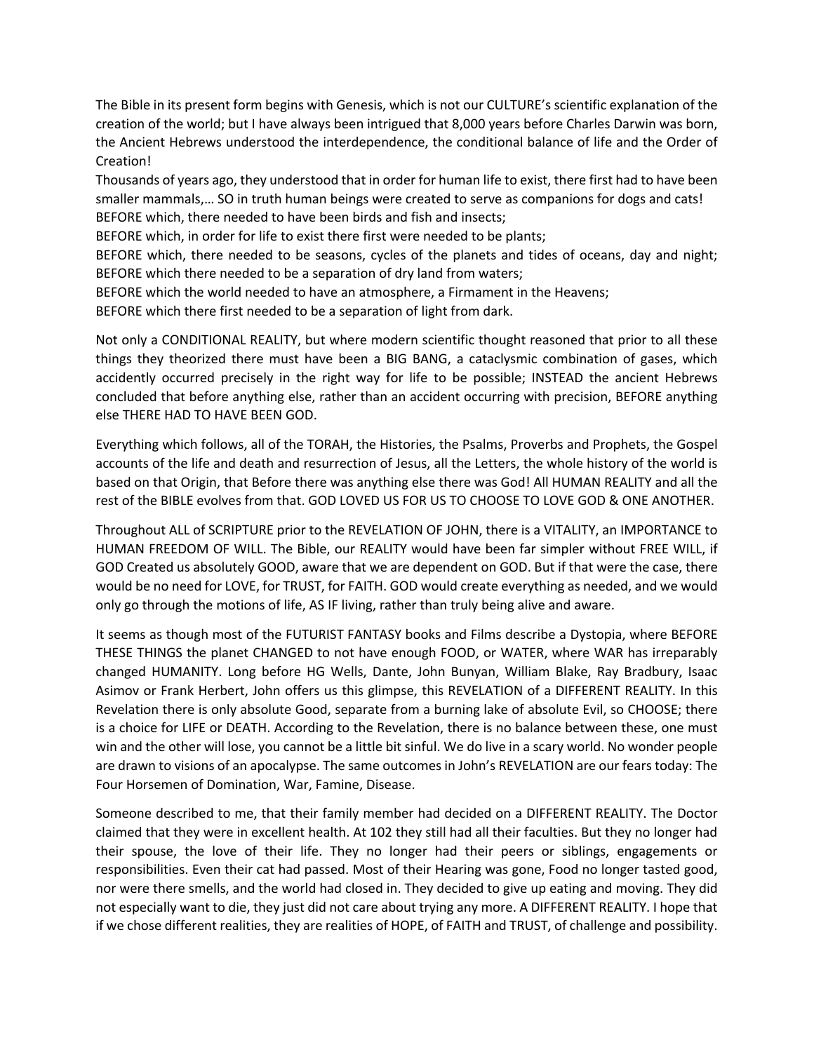The Bible in its present form begins with Genesis, which is not our CULTURE's scientific explanation of the creation of the world; but I have always been intrigued that 8,000 years before Charles Darwin was born, the Ancient Hebrews understood the interdependence, the conditional balance of life and the Order of Creation!

Thousands of years ago, they understood that in order for human life to exist, there first had to have been smaller mammals,… SO in truth human beings were created to serve as companions for dogs and cats!

BEFORE which, there needed to have been birds and fish and insects;

BEFORE which, in order for life to exist there first were needed to be plants;

BEFORE which, there needed to be seasons, cycles of the planets and tides of oceans, day and night;

BEFORE which there needed to be a separation of dry land from waters;

BEFORE which the world needed to have an atmosphere, a Firmament in the Heavens;

BEFORE which there first needed to be a separation of light from dark.

Not only a CONDITIONAL REALITY, but where modern scientific thought reasoned that prior to all these things they theorized there must have been a BIG BANG, a cataclysmic combination of gases, which accidently occurred precisely in the right way for life to be possible; INSTEAD the ancient Hebrews concluded that before anything else, rather than an accident occurring with precision, BEFORE anything else THERE HAD TO HAVE BEEN GOD.

Everything which follows, all of the TORAH, the Histories, the Psalms, Proverbs and Prophets, the Gospel accounts of the life and death and resurrection of Jesus, all the Letters, the whole history of the world is based on that Origin, that Before there was anything else there was God! All HUMAN REALITY and all the rest of the BIBLE evolves from that. GOD LOVED US FOR US TO CHOOSE TO LOVE GOD & ONE ANOTHER.

Throughout ALL of SCRIPTURE prior to the REVELATION OF JOHN, there is a VITALITY, an IMPORTANCE to HUMAN FREEDOM OF WILL. The Bible, our REALITY would have been far simpler without FREE WILL, if GOD Created us absolutely GOOD, aware that we are dependent on GOD. But if that were the case, there would be no need for LOVE, for TRUST, for FAITH. GOD would create everything as needed, and we would only go through the motions of life, AS IF living, rather than truly being alive and aware.

It seems as though most of the FUTURIST FANTASY books and Films describe a Dystopia, where BEFORE THESE THINGS the planet CHANGED to not have enough FOOD, or WATER, where WAR has irreparably changed HUMANITY. Long before HG Wells, Dante, John Bunyan, William Blake, Ray Bradbury, Isaac Asimov or Frank Herbert, John offers us this glimpse, this REVELATION of a DIFFERENT REALITY. In this Revelation there is only absolute Good, separate from a burning lake of absolute Evil, so CHOOSE; there is a choice for LIFE or DEATH. According to the Revelation, there is no balance between these, one must win and the other will lose, you cannot be a little bit sinful. We do live in a scary world. No wonder people are drawn to visions of an apocalypse. The same outcomes in John's REVELATION are our fears today: The Four Horsemen of Domination, War, Famine, Disease.

Someone described to me, that their family member had decided on a DIFFERENT REALITY. The Doctor claimed that they were in excellent health. At 102 they still had all their faculties. But they no longer had their spouse, the love of their life. They no longer had their peers or siblings, engagements or responsibilities. Even their cat had passed. Most of their Hearing was gone, Food no longer tasted good, nor were there smells, and the world had closed in. They decided to give up eating and moving. They did not especially want to die, they just did not care about trying any more. A DIFFERENT REALITY. I hope that if we chose different realities, they are realities of HOPE, of FAITH and TRUST, of challenge and possibility.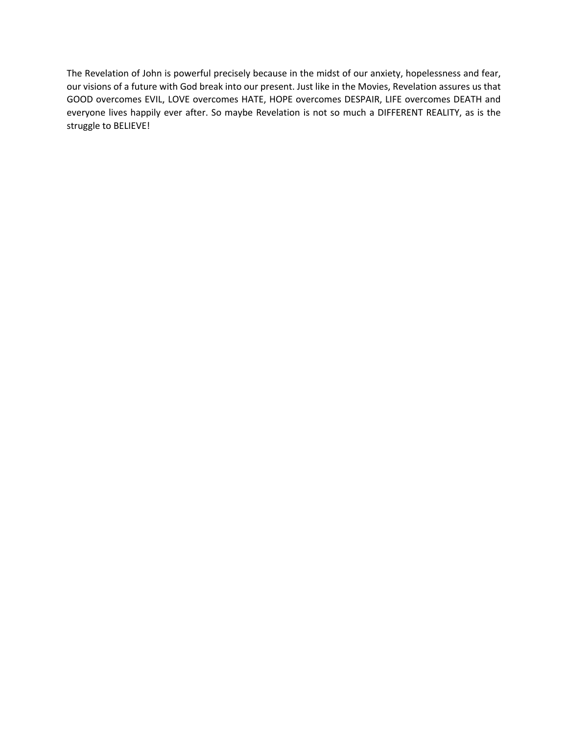The Revelation of John is powerful precisely because in the midst of our anxiety, hopelessness and fear, our visions of a future with God break into our present. Just like in the Movies, Revelation assures us that GOOD overcomes EVIL, LOVE overcomes HATE, HOPE overcomes DESPAIR, LIFE overcomes DEATH and everyone lives happily ever after. So maybe Revelation is not so much a DIFFERENT REALITY, as is the struggle to BELIEVE!